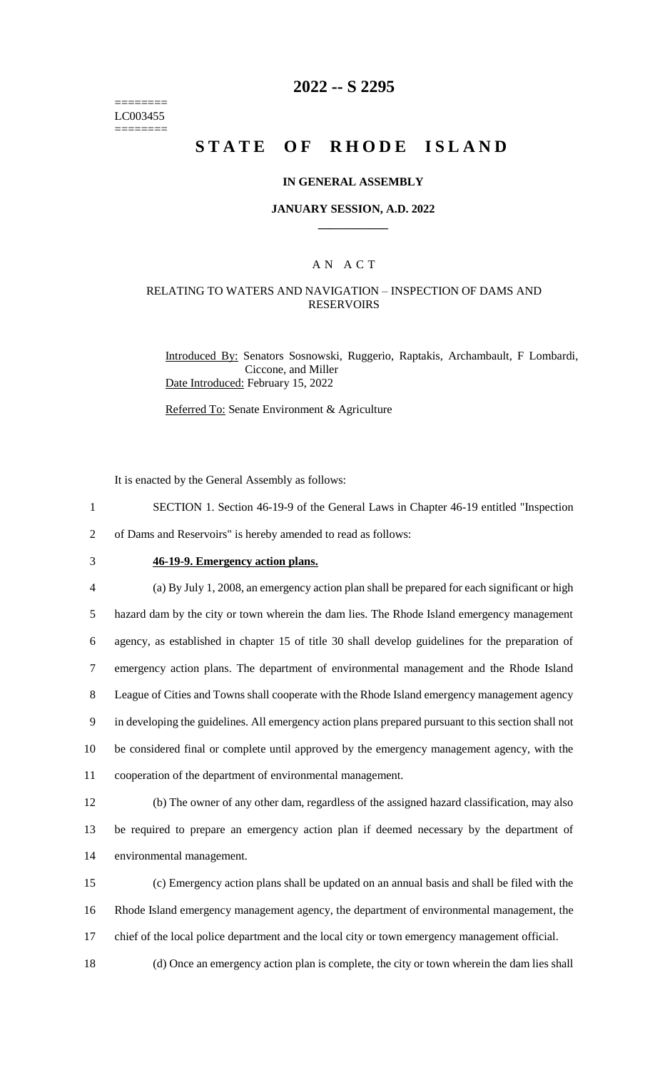========
LC003455
========

# 2022 -- S 2295

# STATE OF RHODE ISLAND

### IN GENERAL ASSEMBLY

### JANUARY SESSION, A.D. 2022

## AN ACT

### RELATING TO WATERS AND NAVIGATION – INSPECTION OF DAMS AND RESERVOIRS

Introduced By: Senators Sosnowski, Ruggerio, Raptakis, Archambault, F Lombardi, Ciccone, and Miller

Date Introduced: February 15, 2022

Referred To: Senate Environment & Agriculture

It is enacted by the General Assembly as follows:

SECTION 1. Section 46-19-9 of the General Laws in Chapter 46-19 entitled "Inspection of Dams and Reservoirs" is hereby amended to read as follows:

**46-19-9. Emergency action plans.**

(a) By July 1, 2008, an emergency action plan shall be prepared for each significant or high hazard dam by the city or town wherein the dam lies. The Rhode Island emergency management agency, as established in chapter 15 of title 30 shall develop guidelines for the preparation of emergency action plans. The department of environmental management and the Rhode Island League of Cities and Towns shall cooperate with the Rhode Island emergency management agency in developing the guidelines. All emergency action plans prepared pursuant to this section shall not be considered final or complete until approved by the emergency management agency, with the cooperation of the department of environmental management.

(b) The owner of any other dam, regardless of the assigned hazard classification, may also be required to prepare an emergency action plan if deemed necessary by the department of environmental management.

(c) Emergency action plans shall be updated on an annual basis and shall be filed with the Rhode Island emergency management agency, the department of environmental management, the chief of the local police department and the local city or town emergency management official.

(d) Once an emergency action plan is complete, the city or town wherein the dam lies shall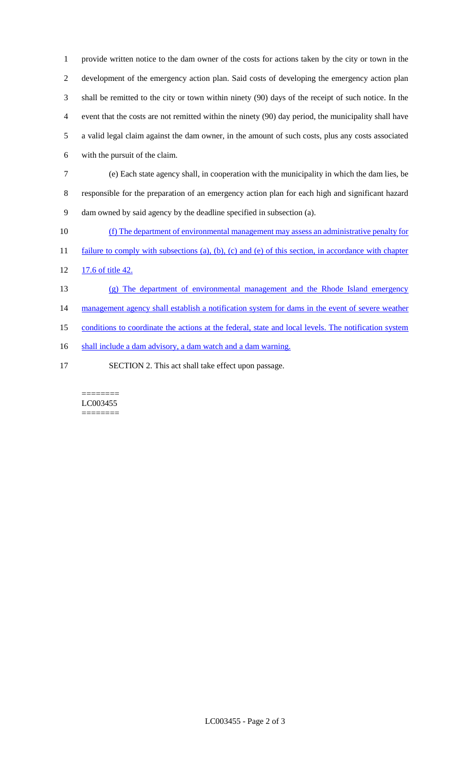provide written notice to the dam owner of the costs for actions taken by the city or town in the development of the emergency action plan. Said costs of developing the emergency action plan shall be remitted to the city or town within ninety (90) days of the receipt of such notice. In the event that the costs are not remitted within the ninety (90) day period, the municipality shall have a valid legal claim against the dam owner, in the amount of such costs, plus any costs associated with the pursuit of the claim.

(e) Each state agency shall, in cooperation with the municipality in which the dam lies, be responsible for the preparation of an emergency action plan for each high and significant hazard dam owned by said agency by the deadline specified in subsection (a).

(f) The department of environmental management may assess an administrative penalty for failure to comply with subsections (a), (b), (c) and (e) of this section, in accordance with chapter 17.6 of title 42.

(g) The department of environmental management and the Rhode Island emergency management agency shall establish a notification system for dams in the event of severe weather conditions to coordinate the actions at the federal, state and local levels. The notification system shall include a dam advisory, a dam watch and a dam warning.

SECTION 2. This act shall take effect upon passage.

========
LC003455
========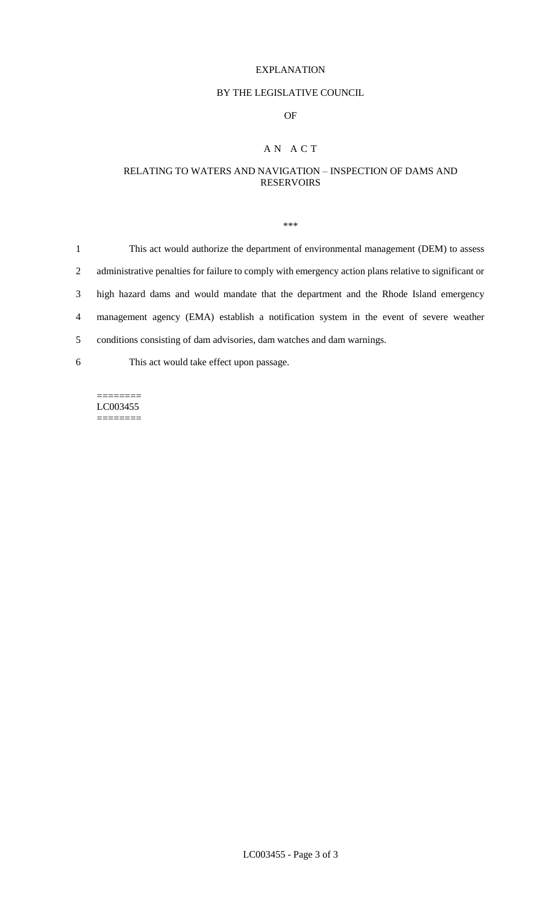EXPLANATION

BY THE LEGISLATIVE COUNCIL

OF

# A N A C T

RELATING TO WATERS AND NAVIGATION – INSPECTION OF DAMS AND RESERVOIRS

\*\*\*

This act would authorize the department of environmental management (DEM) to assess administrative penalties for failure to comply with emergency action plans relative to significant or high hazard dams and would mandate that the department and the Rhode Island emergency management agency (EMA) establish a notification system in the event of severe weather conditions consisting of dam advisories, dam watches and dam warnings.

This act would take effect upon passage.

========
LC003455
========